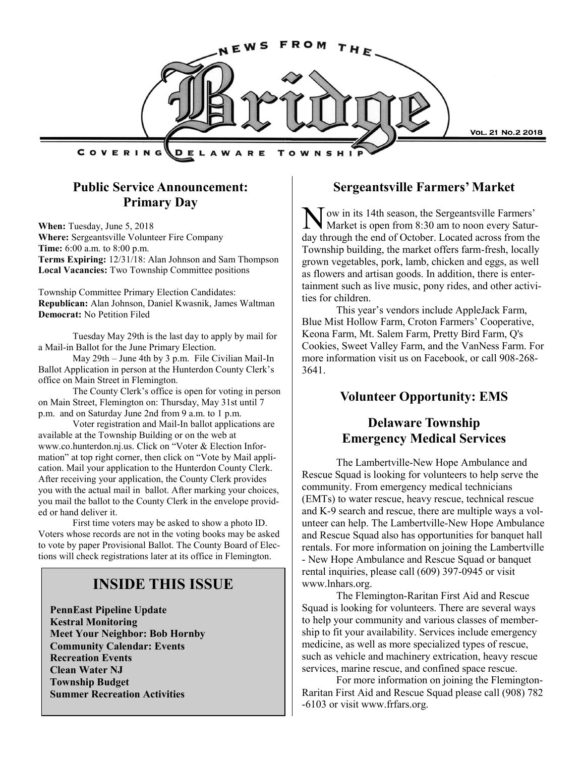# NEWS FROM THE Bridge

COVERING DELAWARE TOWNSHIP

Vol. 21 No.2 2018

## Public Service Announcement: Primary Day

**When:** Tuesday, June 5, 2018
**Where:** Sergeantsville Volunteer Fire Company
**Time:** 6:00 a.m. to 8:00 p.m.
**Terms Expiring:** 12/31/18: Alan Johnson and Sam Thompson
**Local Vacancies:** Two Township Committee positions

Township Committee Primary Election Candidates:
**Republican:** Alan Johnson, Daniel Kwasnik, James Waltman
**Democrat:** No Petition Filed

Tuesday May 29th is the last day to apply by mail for a Mail-in Ballot for the June Primary Election.

May 29th – June 4th by 3 p.m. File Civilian Mail-In Ballot Application in person at the Hunterdon County Clerk's office on Main Street in Flemington.

The County Clerk's office is open for voting in person on Main Street, Flemington on: Thursday, May 31st until 7 p.m. and on Saturday June 2nd from 9 a.m. to 1 p.m.

Voter registration and Mail-In ballot applications are available at the Township Building or on the web at www.co.hunterdon.nj.us. Click on "Voter & Election Information" at top right corner, then click on "Vote by Mail application. Mail your application to the Hunterdon County Clerk. After receiving your application, the County Clerk provides you with the actual mail in ballot. After marking your choices, you mail the ballot to the County Clerk in the envelope provided or hand deliver it.

First time voters may be asked to show a photo ID. Voters whose records are not in the voting books may be asked to vote by paper Provisional Ballot. The County Board of Elections will check registrations later at its office in Flemington.

## INSIDE THIS ISSUE

**PennEast Pipeline Update**
**Kestral Monitoring**
**Meet Your Neighbor: Bob Hornby**
**Community Calendar: Events**
**Recreation Events**
**Clean Water NJ**
**Township Budget**
**Summer Recreation Activities**

## Sergeantsville Farmers' Market

Now in its 14th season, the Sergeantsville Farmers' Market is open from 8:30 am to noon every Saturday through the end of October. Located across from the Township building, the market offers farm-fresh, locally grown vegetables, pork, lamb, chicken and eggs, as well as flowers and artisan goods. In addition, there is entertainment such as live music, pony rides, and other activities for children.

This year's vendors include AppleJack Farm, Blue Mist Hollow Farm, Croton Farmers' Cooperative, Keona Farm, Mt. Salem Farm, Pretty Bird Farm, Q's Cookies, Sweet Valley Farm, and the VanNess Farm. For more information visit us on Facebook, or call 908-268-3641.

## Volunteer Opportunity: EMS

## Delaware Township Emergency Medical Services

The Lambertville-New Hope Ambulance and Rescue Squad is looking for volunteers to help serve the community. From emergency medical technicians (EMTs) to water rescue, heavy rescue, technical rescue and K-9 search and rescue, there are multiple ways a volunteer can help. The Lambertville-New Hope Ambulance and Rescue Squad also has opportunities for banquet hall rentals. For more information on joining the Lambertville - New Hope Ambulance and Rescue Squad or banquet rental inquiries, please call (609) 397-0945 or visit www.lnhars.org.

The Flemington-Raritan First Aid and Rescue Squad is looking for volunteers. There are several ways to help your community and various classes of membership to fit your availability. Services include emergency medicine, as well as more specialized types of rescue, such as vehicle and machinery extrication, heavy rescue services, marine rescue, and confined space rescue.

For more information on joining the Flemington-Raritan First Aid and Rescue Squad please call (908) 782-6103 or visit www.frfars.org.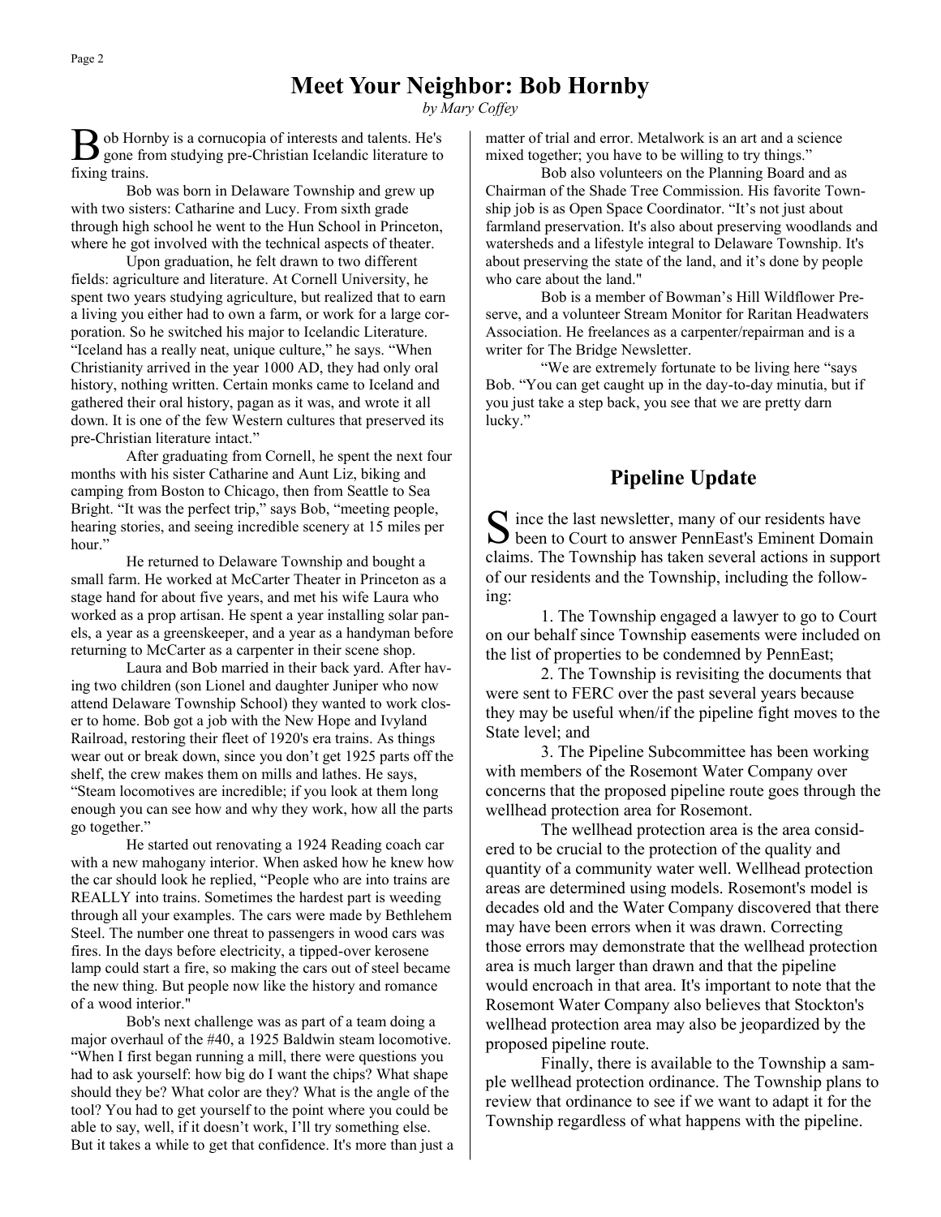## Meet Your Neighbor: Bob Hornby

*by Mary Coffey*

Bob Hornby is a cornucopia of interests and talents. He's gone from studying pre-Christian Icelandic literature to fixing trains.

Bob was born in Delaware Township and grew up with two sisters: Catharine and Lucy. From sixth grade through high school he went to the Hun School in Princeton, where he got involved with the technical aspects of theater.

Upon graduation, he felt drawn to two different fields: agriculture and literature. At Cornell University, he spent two years studying agriculture, but realized that to earn a living you either had to own a farm, or work for a large corporation. So he switched his major to Icelandic Literature. "Iceland has a really neat, unique culture," he says. "When Christianity arrived in the year 1000 AD, they had only oral history, nothing written. Certain monks came to Iceland and gathered their oral history, pagan as it was, and wrote it all down. It is one of the few Western cultures that preserved its pre-Christian literature intact."

After graduating from Cornell, he spent the next four months with his sister Catharine and Aunt Liz, biking and camping from Boston to Chicago, then from Seattle to Sea Bright. "It was the perfect trip," says Bob, "meeting people, hearing stories, and seeing incredible scenery at 15 miles per hour."

He returned to Delaware Township and bought a small farm. He worked at McCarter Theater in Princeton as a stage hand for about five years, and met his wife Laura who worked as a prop artisan. He spent a year installing solar panels, a year as a greenskeeper, and a year as a handyman before returning to McCarter as a carpenter in their scene shop.

Laura and Bob married in their back yard. After having two children (son Lionel and daughter Juniper who now attend Delaware Township School) they wanted to work closer to home. Bob got a job with the New Hope and Ivyland Railroad, restoring their fleet of 1920's era trains. As things wear out or break down, since you don't get 1925 parts off the shelf, the crew makes them on mills and lathes. He says, "Steam locomotives are incredible; if you look at them long enough you can see how and why they work, how all the parts go together."

He started out renovating a 1924 Reading coach car with a new mahogany interior. When asked how he knew how the car should look he replied, "People who are into trains are REALLY into trains. Sometimes the hardest part is weeding through all your examples. The cars were made by Bethlehem Steel. The number one threat to passengers in wood cars was fires. In the days before electricity, a tipped-over kerosene lamp could start a fire, so making the cars out of steel became the new thing. But people now like the history and romance of a wood interior."

Bob's next challenge was as part of a team doing a major overhaul of the #40, a 1925 Baldwin steam locomotive. "When I first began running a mill, there were questions you had to ask yourself: how big do I want the chips? What shape should they be? What color are they? What is the angle of the tool? You had to get yourself to the point where you could be able to say, well, if it doesn't work, I'll try something else. But it takes a while to get that confidence. It's more than just a matter of trial and error. Metalwork is an art and a science mixed together; you have to be willing to try things."

Bob also volunteers on the Planning Board and as Chairman of the Shade Tree Commission. His favorite Township job is as Open Space Coordinator. "It's not just about farmland preservation. It's also about preserving woodlands and watersheds and a lifestyle integral to Delaware Township. It's about preserving the state of the land, and it's done by people who care about the land."

Bob is a member of Bowman's Hill Wildflower Preserve, and a volunteer Stream Monitor for Raritan Headwaters Association. He freelances as a carpenter/repairman and is a writer for The Bridge Newsletter.

"We are extremely fortunate to be living here "says Bob. "You can get caught up in the day-to-day minutia, but if you just take a step back, you see that we are pretty darn lucky."

## Pipeline Update

Since the last newsletter, many of our residents have been to Court to answer PennEast's Eminent Domain claims. The Township has taken several actions in support of our residents and the Township, including the following:

1. The Township engaged a lawyer to go to Court on our behalf since Township easements were included on the list of properties to be condemned by PennEast;

2. The Township is revisiting the documents that were sent to FERC over the past several years because they may be useful when/if the pipeline fight moves to the State level; and

3. The Pipeline Subcommittee has been working with members of the Rosemont Water Company over concerns that the proposed pipeline route goes through the wellhead protection area for Rosemont.

The wellhead protection area is the area considered to be crucial to the protection of the quality and quantity of a community water well. Wellhead protection areas are determined using models. Rosemont's model is decades old and the Water Company discovered that there may have been errors when it was drawn. Correcting those errors may demonstrate that the wellhead protection area is much larger than drawn and that the pipeline would encroach in that area. It's important to note that the Rosemont Water Company also believes that Stockton's wellhead protection area may also be jeopardized by the proposed pipeline route.

Finally, there is available to the Township a sample wellhead protection ordinance. The Township plans to review that ordinance to see if we want to adapt it for the Township regardless of what happens with the pipeline.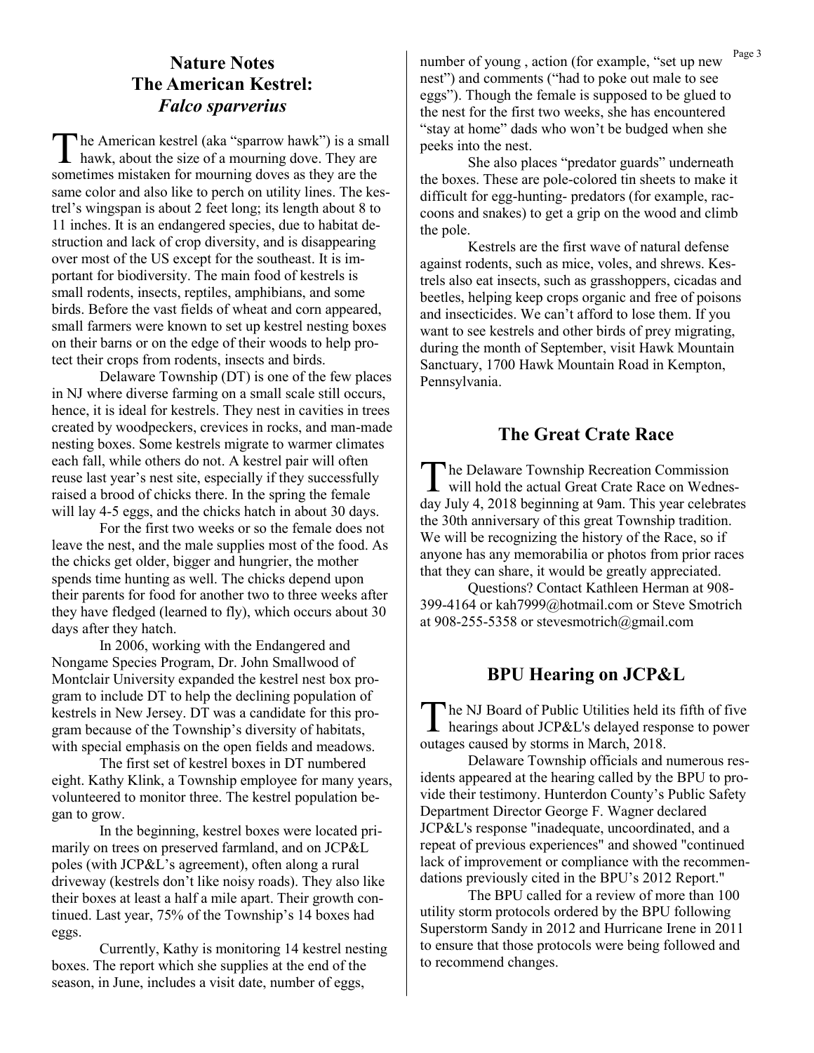## Nature Notes
## The American Kestrel: *Falco sparverius*

The American kestrel (aka "sparrow hawk") is a small hawk, about the size of a mourning dove. They are sometimes mistaken for mourning doves as they are the same color and also like to perch on utility lines. The kestrel's wingspan is about 2 feet long; its length about 8 to 11 inches. It is an endangered species, due to habitat destruction and lack of crop diversity, and is disappearing over most of the US except for the southeast. It is important for biodiversity. The main food of kestrels is small rodents, insects, reptiles, amphibians, and some birds. Before the vast fields of wheat and corn appeared, small farmers were known to set up kestrel nesting boxes on their barns or on the edge of their woods to help protect their crops from rodents, insects and birds.

Delaware Township (DT) is one of the few places in NJ where diverse farming on a small scale still occurs, hence, it is ideal for kestrels. They nest in cavities in trees created by woodpeckers, crevices in rocks, and man-made nesting boxes. Some kestrels migrate to warmer climates each fall, while others do not. A kestrel pair will often reuse last year's nest site, especially if they successfully raised a brood of chicks there. In the spring the female will lay 4-5 eggs, and the chicks hatch in about 30 days.

For the first two weeks or so the female does not leave the nest, and the male supplies most of the food. As the chicks get older, bigger and hungrier, the mother spends time hunting as well. The chicks depend upon their parents for food for another two to three weeks after they have fledged (learned to fly), which occurs about 30 days after they hatch.

In 2006, working with the Endangered and Nongame Species Program, Dr. John Smallwood of Montclair University expanded the kestrel nest box program to include DT to help the declining population of kestrels in New Jersey. DT was a candidate for this program because of the Township's diversity of habitats, with special emphasis on the open fields and meadows.

The first set of kestrel boxes in DT numbered eight. Kathy Klink, a Township employee for many years, volunteered to monitor three. The kestrel population began to grow.

In the beginning, kestrel boxes were located primarily on trees on preserved farmland, and on JCP&L poles (with JCP&L's agreement), often along a rural driveway (kestrels don't like noisy roads). They also like their boxes at least a half a mile apart. Their growth continued. Last year, 75% of the Township's 14 boxes had eggs.

Currently, Kathy is monitoring 14 kestrel nesting boxes. The report which she supplies at the end of the season, in June, includes a visit date, number of eggs, number of young , action (for example, "set up new nest") and comments ("had to poke out male to see eggs"). Though the female is supposed to be glued to the nest for the first two weeks, she has encountered "stay at home" dads who won't be budged when she peeks into the nest.

She also places "predator guards" underneath the boxes. These are pole-colored tin sheets to make it difficult for egg-hunting- predators (for example, raccoons and snakes) to get a grip on the wood and climb the pole.

Kestrels are the first wave of natural defense against rodents, such as mice, voles, and shrews. Kestrels also eat insects, such as grasshoppers, cicadas and beetles, helping keep crops organic and free of poisons and insecticides. We can't afford to lose them. If you want to see kestrels and other birds of prey migrating, during the month of September, visit Hawk Mountain Sanctuary, 1700 Hawk Mountain Road in Kempton, Pennsylvania.

## The Great Crate Race

The Delaware Township Recreation Commission will hold the actual Great Crate Race on Wednesday July 4, 2018 beginning at 9am. This year celebrates the 30th anniversary of this great Township tradition. We will be recognizing the history of the Race, so if anyone has any memorabilia or photos from prior races that they can share, it would be greatly appreciated.

Questions? Contact Kathleen Herman at 908-399-4164 or kah7999@hotmail.com or Steve Smotrich at 908-255-5358 or stevesmotrich@gmail.com

## BPU Hearing on JCP&L

The NJ Board of Public Utilities held its fifth of five hearings about JCP&L's delayed response to power outages caused by storms in March, 2018.

Delaware Township officials and numerous residents appeared at the hearing called by the BPU to provide their testimony. Hunterdon County's Public Safety Department Director George F. Wagner declared JCP&L's response "inadequate, uncoordinated, and a repeat of previous experiences" and showed "continued lack of improvement or compliance with the recommendations previously cited in the BPU's 2012 Report."

The BPU called for a review of more than 100 utility storm protocols ordered by the BPU following Superstorm Sandy in 2012 and Hurricane Irene in 2011 to ensure that those protocols were being followed and to recommend changes.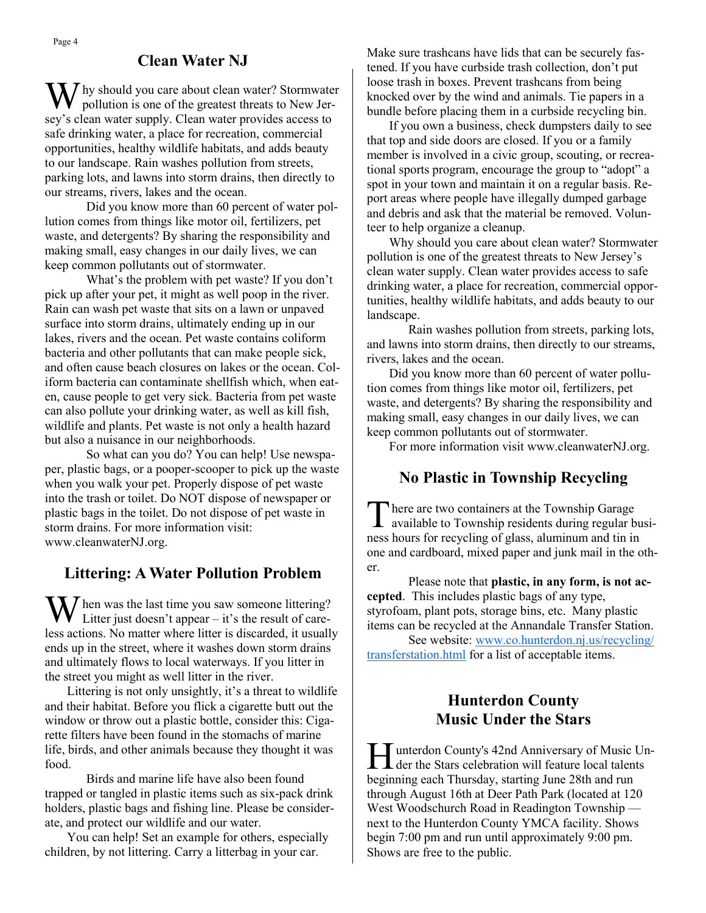## Clean Water NJ

Why should you care about clean water? Stormwater pollution is one of the greatest threats to New Jersey's clean water supply. Clean water provides access to safe drinking water, a place for recreation, commercial opportunities, healthy wildlife habitats, and adds beauty to our landscape. Rain washes pollution from streets, parking lots, and lawns into storm drains, then directly to our streams, rivers, lakes and the ocean.

Did you know more than 60 percent of water pollution comes from things like motor oil, fertilizers, pet waste, and detergents? By sharing the responsibility and making small, easy changes in our daily lives, we can keep common pollutants out of stormwater.

What's the problem with pet waste? If you don't pick up after your pet, it might as well poop in the river. Rain can wash pet waste that sits on a lawn or unpaved surface into storm drains, ultimately ending up in our lakes, rivers and the ocean. Pet waste contains coliform bacteria and other pollutants that can make people sick, and often cause beach closures on lakes or the ocean. Coliform bacteria can contaminate shellfish which, when eaten, cause people to get very sick. Bacteria from pet waste can also pollute your drinking water, as well as kill fish, wildlife and plants. Pet waste is not only a health hazard but also a nuisance in our neighborhoods.

So what can you do? You can help! Use newspaper, plastic bags, or a pooper-scooper to pick up the waste when you walk your pet. Properly dispose of pet waste into the trash or toilet. Do NOT dispose of newspaper or plastic bags in the toilet. Do not dispose of pet waste in storm drains. For more information visit: www.cleanwaterNJ.org.

## Littering: A Water Pollution Problem

When was the last time you saw someone littering? Litter just doesn't appear – it's the result of careless actions. No matter where litter is discarded, it usually ends up in the street, where it washes down storm drains and ultimately flows to local waterways. If you litter in the street you might as well litter in the river.

Littering is not only unsightly, it's a threat to wildlife and their habitat. Before you flick a cigarette butt out the window or throw out a plastic bottle, consider this: Cigarette filters have been found in the stomachs of marine life, birds, and other animals because they thought it was food.

Birds and marine life have also been found trapped or tangled in plastic items such as six-pack drink holders, plastic bags and fishing line. Please be considerate, and protect our wildlife and our water.

You can help! Set an example for others, especially children, by not littering. Carry a litterbag in your car. Make sure trashcans have lids that can be securely fastened. If you have curbside trash collection, don't put loose trash in boxes. Prevent trashcans from being knocked over by the wind and animals. Tie papers in a bundle before placing them in a curbside recycling bin.

If you own a business, check dumpsters daily to see that top and side doors are closed. If you or a family member is involved in a civic group, scouting, or recreational sports program, encourage the group to "adopt" a spot in your town and maintain it on a regular basis. Report areas where people have illegally dumped garbage and debris and ask that the material be removed. Volunteer to help organize a cleanup.

Why should you care about clean water? Stormwater pollution is one of the greatest threats to New Jersey's clean water supply. Clean water provides access to safe drinking water, a place for recreation, commercial opportunities, healthy wildlife habitats, and adds beauty to our landscape.

Rain washes pollution from streets, parking lots, and lawns into storm drains, then directly to our streams, rivers, lakes and the ocean.

Did you know more than 60 percent of water pollution comes from things like motor oil, fertilizers, pet waste, and detergents? By sharing the responsibility and making small, easy changes in our daily lives, we can keep common pollutants out of stormwater.

For more information visit www.cleanwaterNJ.org.

## No Plastic in Township Recycling

There are two containers at the Township Garage available to Township residents during regular business hours for recycling of glass, aluminum and tin in one and cardboard, mixed paper and junk mail in the other.

Please note that **plastic, in any form, is not accepted**. This includes plastic bags of any type, styrofoam, plant pots, storage bins, etc. Many plastic items can be recycled at the Annandale Transfer Station.

See website: www.co.hunterdon.nj.us/recycling/transferstation.html for a list of acceptable items.

## Hunterdon County Music Under the Stars

Hunterdon County's 42nd Anniversary of Music Under the Stars celebration will feature local talents beginning each Thursday, starting June 28th and run through August 16th at Deer Path Park (located at 120 West Woodschurch Road in Readington Township — next to the Hunterdon County YMCA facility. Shows begin 7:00 pm and run until approximately 9:00 pm. Shows are free to the public.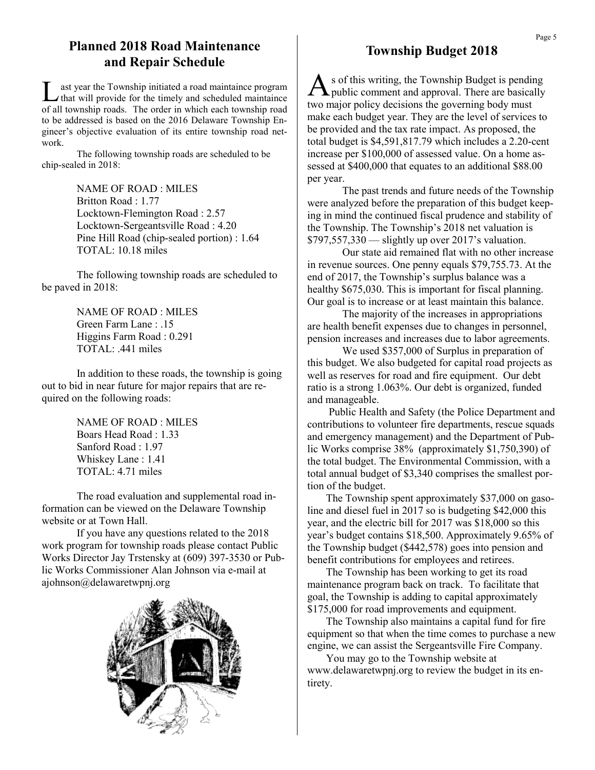## Planned 2018 Road Maintenance and Repair Schedule

Last year the Township initiated a road maintaince program that will provide for the timely and scheduled maintaince of all township roads. The order in which each township road to be addressed is based on the 2016 Delaware Township Engineer's objective evaluation of its entire township road network.

The following township roads are scheduled to be chip-sealed in 2018:

NAME OF ROAD : MILES
Britton Road : 1.77
Locktown-Flemington Road : 2.57
Locktown-Sergeantsville Road : 4.20
Pine Hill Road (chip-sealed portion) : 1.64
TOTAL: 10.18 miles

The following township roads are scheduled to be paved in 2018:

NAME OF ROAD : MILES
Green Farm Lane : .15
Higgins Farm Road : 0.291
TOTAL: .441 miles

In addition to these roads, the township is going out to bid in near future for major repairs that are required on the following roads:

NAME OF ROAD : MILES
Boars Head Road : 1.33
Sanford Road : 1.97
Whiskey Lane : 1.41
TOTAL: 4.71 miles

The road evaluation and supplemental road information can be viewed on the Delaware Township website or at Town Hall.

If you have any questions related to the 2018 work program for township roads please contact Public Works Director Jay Trstensky at (609) 397-3530 or Public Works Commissioner Alan Johnson via e-mail at ajohnson@delawaretwpnj.org

## Township Budget 2018

As of this writing, the Township Budget is pending public comment and approval. There are basically two major policy decisions the governing body must make each budget year. They are the level of services to be provided and the tax rate impact. As proposed, the total budget is $4,591,817.79 which includes a 2.20-cent increase per $100,000 of assessed value. On a home assessed at $400,000 that equates to an additional $88.00 per year.

The past trends and future needs of the Township were analyzed before the preparation of this budget keeping in mind the continued fiscal prudence and stability of the Township. The Township's 2018 net valuation is $797,557,330 — slightly up over 2017's valuation.

Our state aid remained flat with no other increase in revenue sources. One penny equals $79,755.73. At the end of 2017, the Township's surplus balance was a healthy $675,030. This is important for fiscal planning. Our goal is to increase or at least maintain this balance.

The majority of the increases in appropriations are health benefit expenses due to changes in personnel, pension increases and increases due to labor agreements.

We used $357,000 of Surplus in preparation of this budget. We also budgeted for capital road projects as well as reserves for road and fire equipment. Our debt ratio is a strong 1.063%. Our debt is organized, funded and manageable.

Public Health and Safety (the Police Department and contributions to volunteer fire departments, rescue squads and emergency management) and the Department of Public Works comprise 38% (approximately $1,750,390) of the total budget. The Environmental Commission, with a total annual budget of $3,340 comprises the smallest portion of the budget.

The Township spent approximately $37,000 on gasoline and diesel fuel in 2017 so is budgeting $42,000 this year, and the electric bill for 2017 was $18,000 so this year's budget contains $18,500. Approximately 9.65% of the Township budget ($442,578) goes into pension and benefit contributions for employees and retirees.

The Township has been working to get its road maintenance program back on track. To facilitate that goal, the Township is adding to capital approximately $175,000 for road improvements and equipment.

The Township also maintains a capital fund for fire equipment so that when the time comes to purchase a new engine, we can assist the Sergeantsville Fire Company.

You may go to the Township website at www.delawaretwpnj.org to review the budget in its entirety.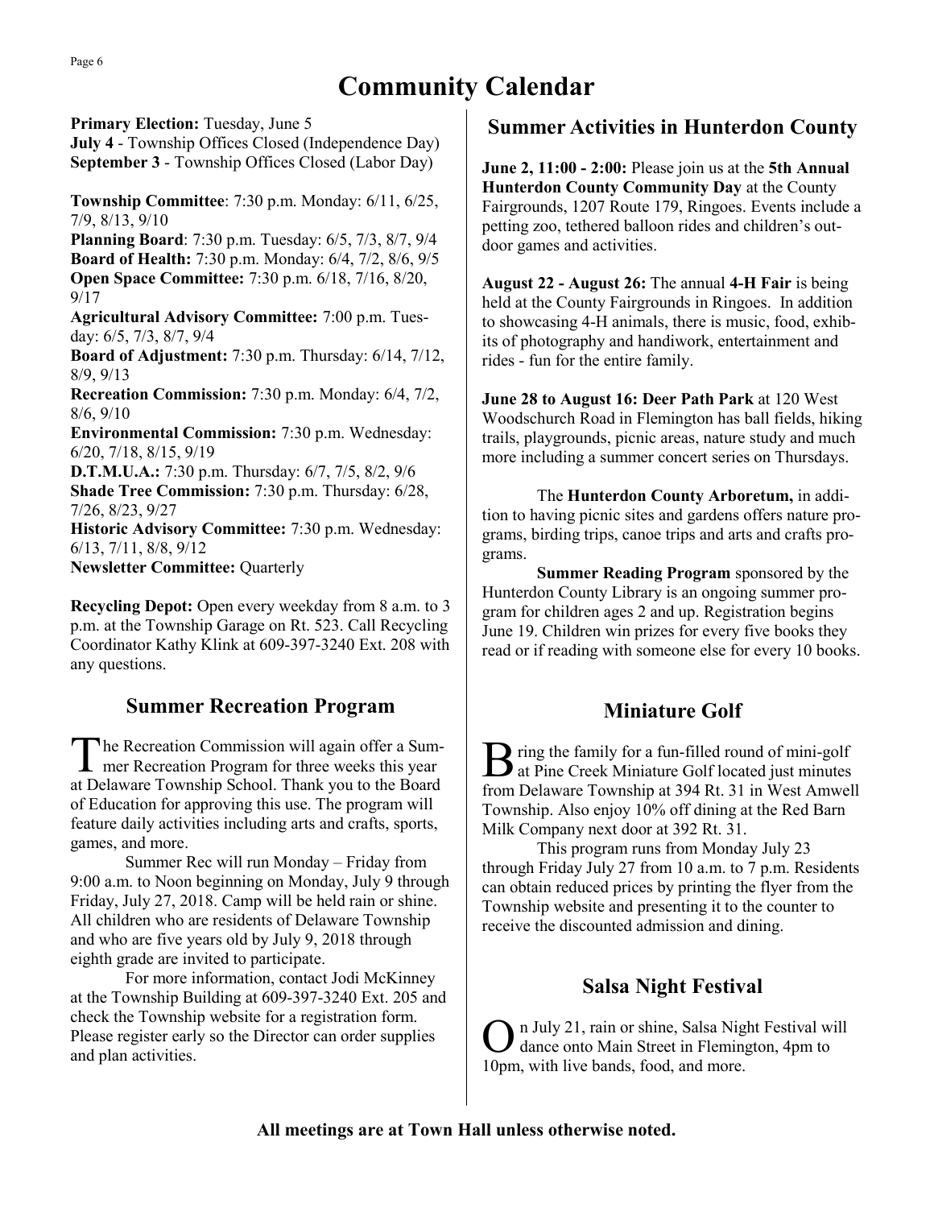# Community Calendar

**Primary Election:** Tuesday, June 5
**July 4** - Township Offices Closed (Independence Day)
**September 3** - Township Offices Closed (Labor Day)

**Township Committee**: 7:30 p.m. Monday: 6/11, 6/25, 7/9, 8/13, 9/10
**Planning Board**: 7:30 p.m. Tuesday: 6/5, 7/3, 8/7, 9/4
**Board of Health:** 7:30 p.m. Monday: 6/4, 7/2, 8/6, 9/5
**Open Space Committee:** 7:30 p.m. 6/18, 7/16, 8/20, 9/17
**Agricultural Advisory Committee:** 7:00 p.m. Tuesday: 6/5, 7/3, 8/7, 9/4
**Board of Adjustment:** 7:30 p.m. Thursday: 6/14, 7/12, 8/9, 9/13
**Recreation Commission:** 7:30 p.m. Monday: 6/4, 7/2, 8/6, 9/10
**Environmental Commission:** 7:30 p.m. Wednesday: 6/20, 7/18, 8/15, 9/19
**D.T.M.U.A.:** 7:30 p.m. Thursday: 6/7, 7/5, 8/2, 9/6
**Shade Tree Commission:** 7:30 p.m. Thursday: 6/28, 7/26, 8/23, 9/27
**Historic Advisory Committee:** 7:30 p.m. Wednesday: 6/13, 7/11, 8/8, 9/12
**Newsletter Committee:** Quarterly

**Recycling Depot:** Open every weekday from 8 a.m. to 3 p.m. at the Township Garage on Rt. 523. Call Recycling Coordinator Kathy Klink at 609-397-3240 Ext. 208 with any questions.

## Summer Recreation Program

The Recreation Commission will again offer a Summer Recreation Program for three weeks this year at Delaware Township School. Thank you to the Board of Education for approving this use. The program will feature daily activities including arts and crafts, sports, games, and more.

Summer Rec will run Monday – Friday from 9:00 a.m. to Noon beginning on Monday, July 9 through Friday, July 27, 2018. Camp will be held rain or shine. All children who are residents of Delaware Township and who are five years old by July 9, 2018 through eighth grade are invited to participate.

For more information, contact Jodi McKinney at the Township Building at 609-397-3240 Ext. 205 and check the Township website for a registration form. Please register early so the Director can order supplies and plan activities.

## Summer Activities in Hunterdon County

**June 2, 11:00 - 2:00:** Please join us at the **5th Annual Hunterdon County Community Day** at the County Fairgrounds, 1207 Route 179, Ringoes. Events include a petting zoo, tethered balloon rides and children's outdoor games and activities.

**August 22 - August 26:** The annual **4-H Fair** is being held at the County Fairgrounds in Ringoes. In addition to showcasing 4-H animals, there is music, food, exhibits of photography and handiwork, entertainment and rides - fun for the entire family.

**June 28 to August 16: Deer Path Park** at 120 West Woodschurch Road in Flemington has ball fields, hiking trails, playgrounds, picnic areas, nature study and much more including a summer concert series on Thursdays.

The **Hunterdon County Arboretum,** in addition to having picnic sites and gardens offers nature programs, birding trips, canoe trips and arts and crafts programs.

**Summer Reading Program** sponsored by the Hunterdon County Library is an ongoing summer program for children ages 2 and up. Registration begins June 19. Children win prizes for every five books they read or if reading with someone else for every 10 books.

## Miniature Golf

Bring the family for a fun-filled round of mini-golf at Pine Creek Miniature Golf located just minutes from Delaware Township at 394 Rt. 31 in West Amwell Township. Also enjoy 10% off dining at the Red Barn Milk Company next door at 392 Rt. 31.

This program runs from Monday July 23 through Friday July 27 from 10 a.m. to 7 p.m. Residents can obtain reduced prices by printing the flyer from the Township website and presenting it to the counter to receive the discounted admission and dining.

## Salsa Night Festival

On July 21, rain or shine, Salsa Night Festival will dance onto Main Street in Flemington, 4pm to 10pm, with live bands, food, and more.

**All meetings are at Town Hall unless otherwise noted.**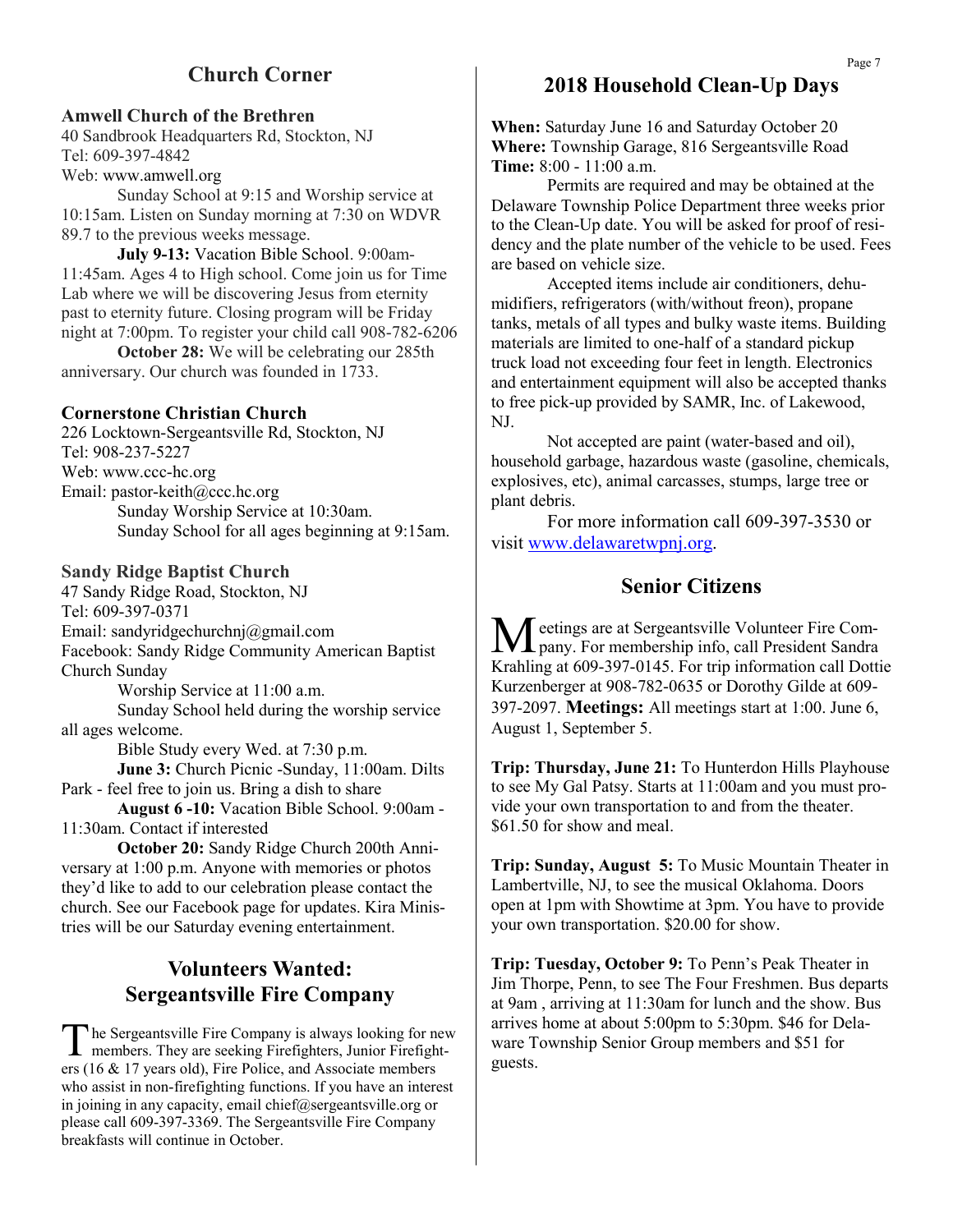## Church Corner

### Amwell Church of the Brethren

40 Sandbrook Headquarters Rd, Stockton, NJ
Tel: 609-397-4842
Web: www.amwell.org

Sunday School at 9:15 and Worship service at 10:15am. Listen on Sunday morning at 7:30 on WDVR 89.7 to the previous weeks message.

**July 9-13:** Vacation Bible School. 9:00am-11:45am. Ages 4 to High school. Come join us for Time Lab where we will be discovering Jesus from eternity past to eternity future. Closing program will be Friday night at 7:00pm. To register your child call 908-782-6206

**October 28:** We will be celebrating our 285th anniversary. Our church was founded in 1733.

### Cornerstone Christian Church

226 Locktown-Sergeantsville Rd, Stockton, NJ
Tel: 908-237-5227
Web: www.ccc-hc.org
Email: pastor-keith@ccc.hc.org

Sunday Worship Service at 10:30am.
Sunday School for all ages beginning at 9:15am.

### Sandy Ridge Baptist Church

47 Sandy Ridge Road, Stockton, NJ
Tel: 609-397-0371
Email: sandyridgechurchnj@gmail.com
Facebook: Sandy Ridge Community American Baptist Church Sunday

Worship Service at 11:00 a.m.

Sunday School held during the worship service all ages welcome.

Bible Study every Wed. at 7:30 p.m.

**June 3:** Church Picnic -Sunday, 11:00am. Dilts Park - feel free to join us. Bring a dish to share

**August 6 -10:** Vacation Bible School. 9:00am - 11:30am. Contact if interested

**October 20:** Sandy Ridge Church 200th Anniversary at 1:00 p.m. Anyone with memories or photos they'd like to add to our celebration please contact the church. See our Facebook page for updates. Kira Ministries will be our Saturday evening entertainment.

## Volunteers Wanted: Sergeantsville Fire Company

The Sergeantsville Fire Company is always looking for new members. They are seeking Firefighters, Junior Firefighters (16 & 17 years old), Fire Police, and Associate members who assist in non-firefighting functions. If you have an interest in joining in any capacity, email chief@sergeantsville.org or please call 609-397-3369. The Sergeantsville Fire Company breakfasts will continue in October.

## 2018 Household Clean-Up Days

**When:** Saturday June 16 and Saturday October 20
**Where:** Township Garage, 816 Sergeantsville Road
**Time:** 8:00 - 11:00 a.m.

Permits are required and may be obtained at the Delaware Township Police Department three weeks prior to the Clean-Up date. You will be asked for proof of residency and the plate number of the vehicle to be used. Fees are based on vehicle size.

Accepted items include air conditioners, dehumidifiers, refrigerators (with/without freon), propane tanks, metals of all types and bulky waste items. Building materials are limited to one-half of a standard pickup truck load not exceeding four feet in length. Electronics and entertainment equipment will also be accepted thanks to free pick-up provided by SAMR, Inc. of Lakewood, NJ.

Not accepted are paint (water-based and oil), household garbage, hazardous waste (gasoline, chemicals, explosives, etc), animal carcasses, stumps, large tree or plant debris.

For more information call 609-397-3530 or visit www.delawaretwpnj.org.

## Senior Citizens

Meetings are at Sergeantsville Volunteer Fire Company. For membership info, call President Sandra Krahling at 609-397-0145. For trip information call Dottie Kurzenberger at 908-782-0635 or Dorothy Gilde at 609-397-2097. **Meetings:** All meetings start at 1:00. June 6, August 1, September 5.

**Trip: Thursday, June 21:** To Hunterdon Hills Playhouse to see My Gal Patsy. Starts at 11:00am and you must provide your own transportation to and from the theater. $61.50 for show and meal.

**Trip: Sunday, August 5:** To Music Mountain Theater in Lambertville, NJ, to see the musical Oklahoma. Doors open at 1pm with Showtime at 3pm. You have to provide your own transportation. $20.00 for show.

**Trip: Tuesday, October 9:** To Penn's Peak Theater in Jim Thorpe, Penn, to see The Four Freshmen. Bus departs at 9am , arriving at 11:30am for lunch and the show. Bus arrives home at about 5:00pm to 5:30pm. $46 for Delaware Township Senior Group members and $51 for guests.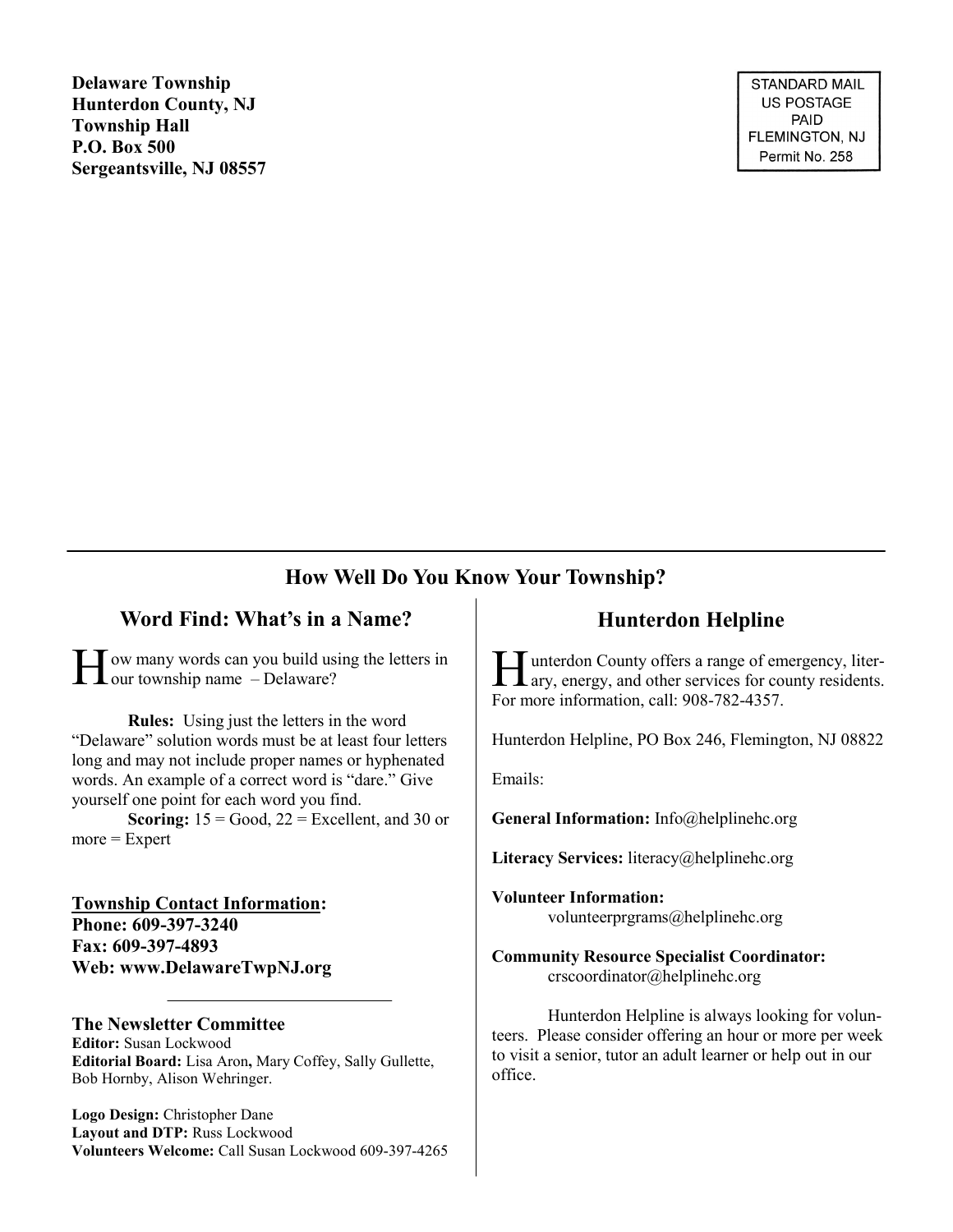**Delaware Township**
**Hunterdon County, NJ**
**Township Hall**
**P.O. Box 500**
**Sergeantsville, NJ 08557**

STANDARD MAIL
US POSTAGE
PAID
FLEMINGTON, NJ
Permit No. 258

---

# How Well Do You Know Your Township?

## Word Find: What's in a Name?

How many words can you build using the letters in our township name – Delaware?

**Rules:** Using just the letters in the word "Delaware" solution words must be at least four letters long and may not include proper names or hyphenated words. An example of a correct word is "dare." Give yourself one point for each word you find.

**Scoring:** 15 = Good, 22 = Excellent, and 30 or more = Expert

**Township Contact Information:**
**Phone: 609-397-3240**
**Fax: 609-397-4893**
**Web: www.DelawareTwpNJ.org**

---

**The Newsletter Committee**
**Editor:** Susan Lockwood
**Editorial Board:** Lisa Aron, Mary Coffey, Sally Gullette, Bob Hornby, Alison Wehringer.

**Logo Design:** Christopher Dane
**Layout and DTP:** Russ Lockwood
**Volunteers Welcome:** Call Susan Lockwood 609-397-4265

## Hunterdon Helpline

Hunterdon County offers a range of emergency, literary, energy, and other services for county residents. For more information, call: 908-782-4357.

Hunterdon Helpline, PO Box 246, Flemington, NJ 08822

Emails:

**General Information:** Info@helplinehc.org

**Literacy Services:** literacy@helplinehc.org

**Volunteer Information:**
volunteerprgrams@helplinehc.org

**Community Resource Specialist Coordinator:**
crscoordinator@helplinehc.org

Hunterdon Helpline is always looking for volunteers. Please consider offering an hour or more per week to visit a senior, tutor an adult learner or help out in our office.